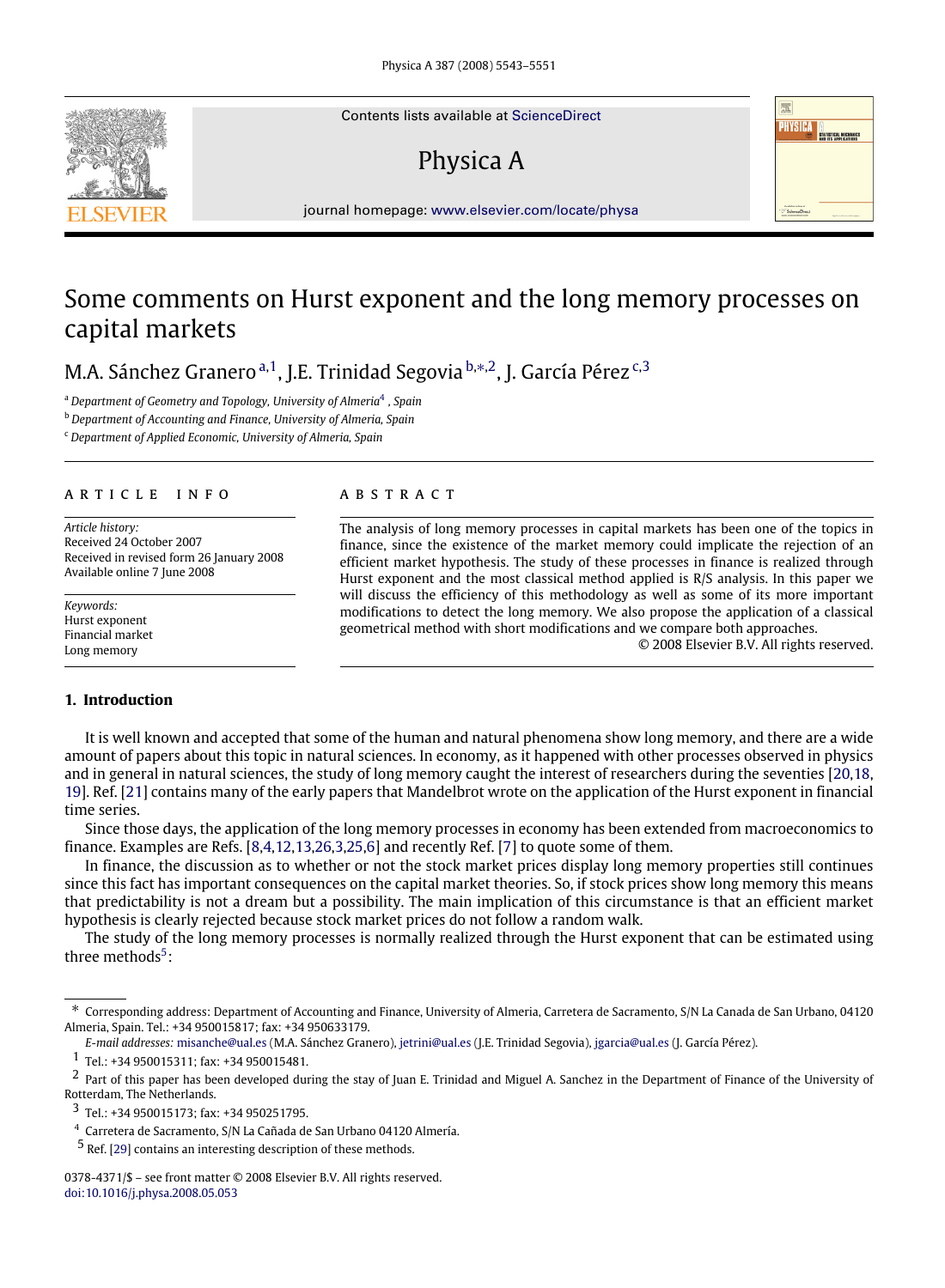# Some comments on Hurst exponent and the long memory processes on capital markets

M.A. Sánchez Granero [a,1], J.E. Trinidad Segovia [b,*,2], J. García Pérez [c,3]

[a] Department of Geometry and Topology, University of Almeria[4], Spain

[b] Department of Accounting and Finance, University of Almeria, Spain

[c] Department of Applied Economic, University of Almeria, Spain

## ARTICLE INFO

*Article history:*
Received 24 October 2007
Received in revised form 26 January 2008
Available online 7 June 2008

*Keywords:*
Hurst exponent
Financial market
Long memory

## ABSTRACT

The analysis of long memory processes in capital markets has been one of the topics in finance, since the existence of the market memory could implicate the rejection of an efficient market hypothesis. The study of these processes in finance is realized through Hurst exponent and the most classical method applied is R/S analysis. In this paper we will discuss the efficiency of this methodology as well as some of its more important modifications to detect the long memory. We also propose the application of a classical geometrical method with short modifications and we compare both approaches.

© 2008 Elsevier B.V. All rights reserved.

## 1. Introduction

It is well known and accepted that some of the human and natural phenomena show long memory, and there are a wide amount of papers about this topic in natural sciences. In economy, as it happened with other processes observed in physics and in general in natural sciences, the study of long memory caught the interest of researchers during the seventies [20,18,19]. Ref. [21] contains many of the early papers that Mandelbrot wrote on the application of the Hurst exponent in financial time series.

Since those days, the application of the long memory processes in economy has been extended from macroeconomics to finance. Examples are Refs. [8,4,12,13,26,3,25,6] and recently Ref. [7] to quote some of them.

In finance, the discussion as to whether or not the stock market prices display long memory properties still continues since this fact has important consequences on the capital market theories. So, if stock prices show long memory this means that predictability is not a dream but a possibility. The main implication of this circumstance is that an efficient market hypothesis is clearly rejected because stock market prices do not follow a random walk.

The study of the long memory processes is normally realized through the Hurst exponent that can be estimated using three methods[5]:

---

* Corresponding address: Department of Accounting and Finance, University of Almeria, Carretera de Sacramento, S/N La Canada de San Urbano, 04120 Almeria, Spain. Tel.: +34 950015817; fax: +34 950633179.

*E-mail addresses:* misanche@ual.es (M.A. Sánchez Granero), jetrini@ual.es (J.E. Trinidad Segovia), jgarcia@ual.es (J. García Pérez).

[1] Tel.: +34 950015311; fax: +34 950015481.

[2] Part of this paper has been developed during the stay of Juan E. Trinidad and Miguel A. Sanchez in the Department of Finance of the University of Rotterdam, The Netherlands.

[3] Tel.: +34 950015173; fax: +34 950251795.

[4] Carretera de Sacramento, S/N La Cañada de San Urbano 04120 Almería.

[5] Ref. [29] contains an interesting description of these methods.

0378-4371/$ – see front matter © 2008 Elsevier B.V. All rights reserved.
doi:10.1016/j.physa.2008.05.053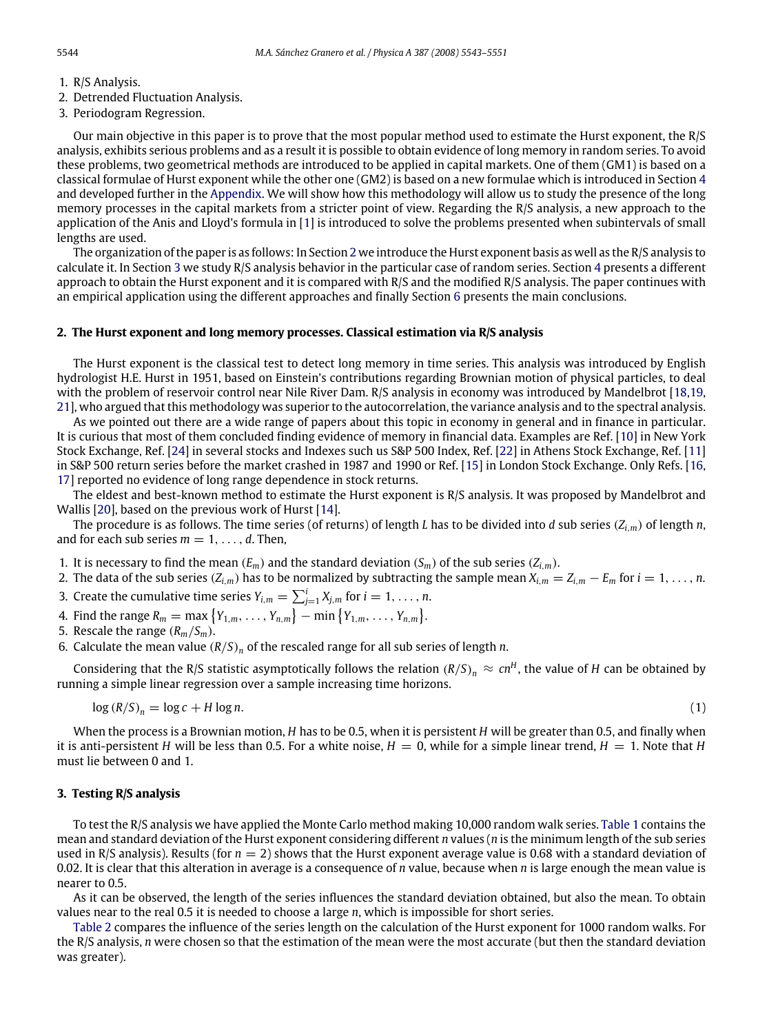1. R/S Analysis.
2. Detrended Fluctuation Analysis.
3. Periodogram Regression.

Our main objective in this paper is to prove that the most popular method used to estimate the Hurst exponent, the R/S analysis, exhibits serious problems and as a result it is possible to obtain evidence of long memory in random series. To avoid these problems, two geometrical methods are introduced to be applied in capital markets. One of them (GM1) is based on a classical formulae of Hurst exponent while the other one (GM2) is based on a new formulae which is introduced in Section 4 and developed further in the Appendix. We will show how this methodology will allow us to study the presence of the long memory processes in the capital markets from a stricter point of view. Regarding the R/S analysis, a new approach to the application of the Anis and Lloyd's formula in [1] is introduced to solve the problems presented when subintervals of small lengths are used.

The organization of the paper is as follows: In Section 2 we introduce the Hurst exponent basis as well as the R/S analysis to calculate it. In Section 3 we study R/S analysis behavior in the particular case of random series. Section 4 presents a different approach to obtain the Hurst exponent and it is compared with R/S and the modified R/S analysis. The paper continues with an empirical application using the different approaches and finally Section 6 presents the main conclusions.

## 2. The Hurst exponent and long memory processes. Classical estimation via R/S analysis

The Hurst exponent is the classical test to detect long memory in time series. This analysis was introduced by English hydrologist H.E. Hurst in 1951, based on Einstein's contributions regarding Brownian motion of physical particles, to deal with the problem of reservoir control near Nile River Dam. R/S analysis in economy was introduced by Mandelbrot [18,19,21], who argued that this methodology was superior to the autocorrelation, the variance analysis and to the spectral analysis.

As we pointed out there are a wide range of papers about this topic in economy in general and in finance in particular. It is curious that most of them concluded finding evidence of memory in financial data. Examples are Ref. [10] in New York Stock Exchange, Ref. [24] in several stocks and Indexes such us S&P 500 Index, Ref. [22] in Athens Stock Exchange, Ref. [11] in S&P 500 return series before the market crashed in 1987 and 1990 or Ref. [15] in London Stock Exchange. Only Refs. [16,17] reported no evidence of long range dependence in stock returns.

The eldest and best-known method to estimate the Hurst exponent is R/S analysis. It was proposed by Mandelbrot and Wallis [20], based on the previous work of Hurst [14].

The procedure is as follows. The time series (of returns) of length $L$ has to be divided into $d$ sub series ($Z_{i,m}$) of length $n$, and for each sub series $m = 1, \ldots, d$. Then,

1. It is necessary to find the mean ($E_m$) and the standard deviation ($S_m$) of the sub series ($Z_{i,m}$).
2. The data of the sub series ($Z_{i,m}$) has to be normalized by subtracting the sample mean $X_{i,m} = Z_{i,m} - E_m$ for $i = 1, \ldots, n$.
3. Create the cumulative time series $Y_{i,m} = \sum_{j=1}^{i} X_{j,m}$ for $i = 1, \ldots, n$.
4. Find the range $R_m = \max\{Y_{1,m}, \ldots, Y_{n,m}\} - \min\{Y_{1,m}, \ldots, Y_{n,m}\}$.
5. Rescale the range ($R_m/S_m$).
6. Calculate the mean value $(R/S)_n$ of the rescaled range for all sub series of length $n$.

Considering that the R/S statistic asymptotically follows the relation $(R/S)_n \approx cn^H$, the value of $H$ can be obtained by running a simple linear regression over a sample increasing time horizons.

$$\log (R/S)_n = \log c + H \log n. \tag{1}$$

When the process is a Brownian motion, $H$ has to be 0.5, when it is persistent $H$ will be greater than 0.5, and finally when it is anti-persistent $H$ will be less than 0.5. For a white noise, $H = 0$, while for a simple linear trend, $H = 1$. Note that $H$ must lie between 0 and 1.

## 3. Testing R/S analysis

To test the R/S analysis we have applied the Monte Carlo method making 10,000 random walk series. Table 1 contains the mean and standard deviation of the Hurst exponent considering different $n$ values ($n$ is the minimum length of the sub series used in R/S analysis). Results (for $n = 2$) shows that the Hurst exponent average value is 0.68 with a standard deviation of 0.02. It is clear that this alteration in average is a consequence of $n$ value, because when $n$ is large enough the mean value is nearer to 0.5.

As it can be observed, the length of the series influences the standard deviation obtained, but also the mean. To obtain values near to the real 0.5 it is needed to choose a large $n$, which is impossible for short series.

Table 2 compares the influence of the series length on the calculation of the Hurst exponent for 1000 random walks. For the R/S analysis, $n$ were chosen so that the estimation of the mean were the most accurate (but then the standard deviation was greater).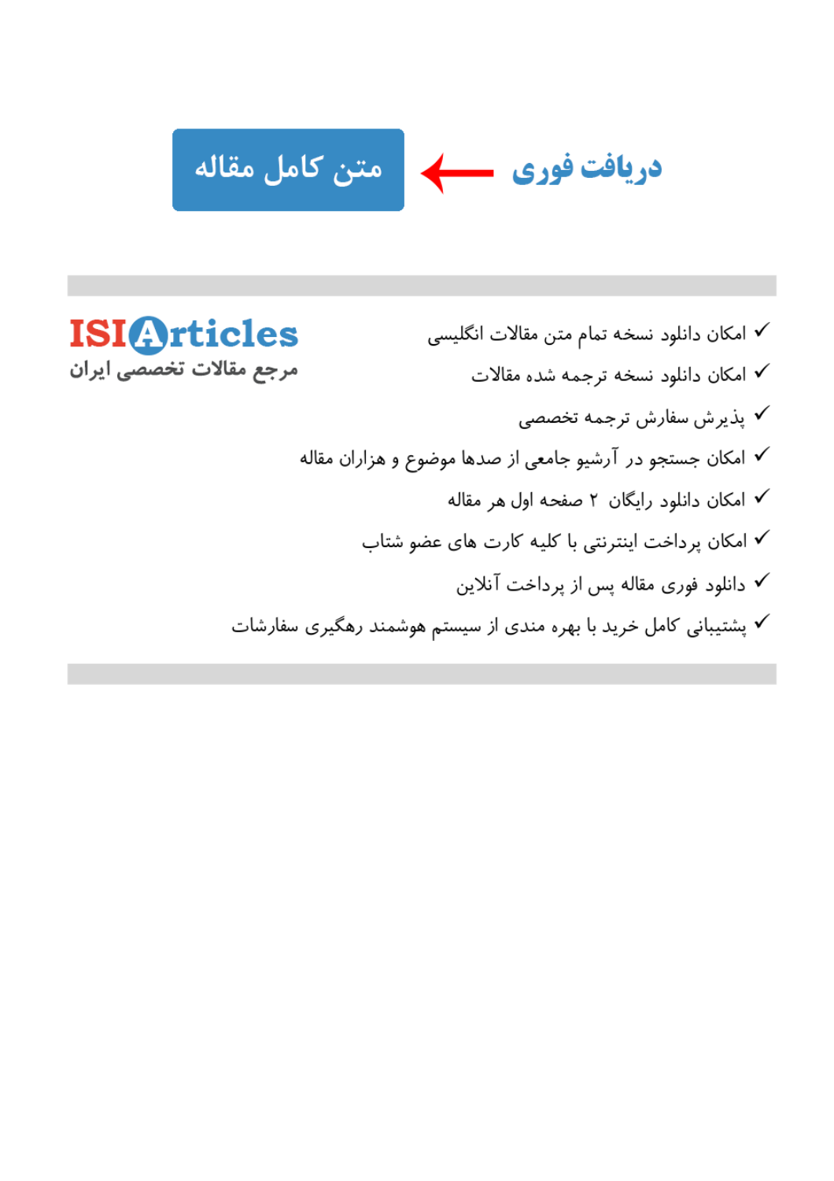دریافت فوری ← متن کامل مقاله

**ISIArticles**
مرجع مقالات تخصصی ایران

- ✓ امکان دانلود نسخه تمام متن مقالات انگلیسی
- ✓ امکان دانلود نسخه ترجمه شده مقالات
- ✓ پذیرش سفارش ترجمه تخصصی
- ✓ امکان جستجو در آرشیو جامعی از صدها موضوع و هزاران مقاله
- ✓ امکان دانلود رایگان ۲ صفحه اول هر مقاله
- ✓ امکان پرداخت اینترنتی با کلیه کارت های عضو شتاب
- ✓ دانلود فوری مقاله پس از پرداخت آنلاین
- ✓ پشتیبانی کامل خرید با بهره مندی از سیستم هوشمند رهگیری سفارشات